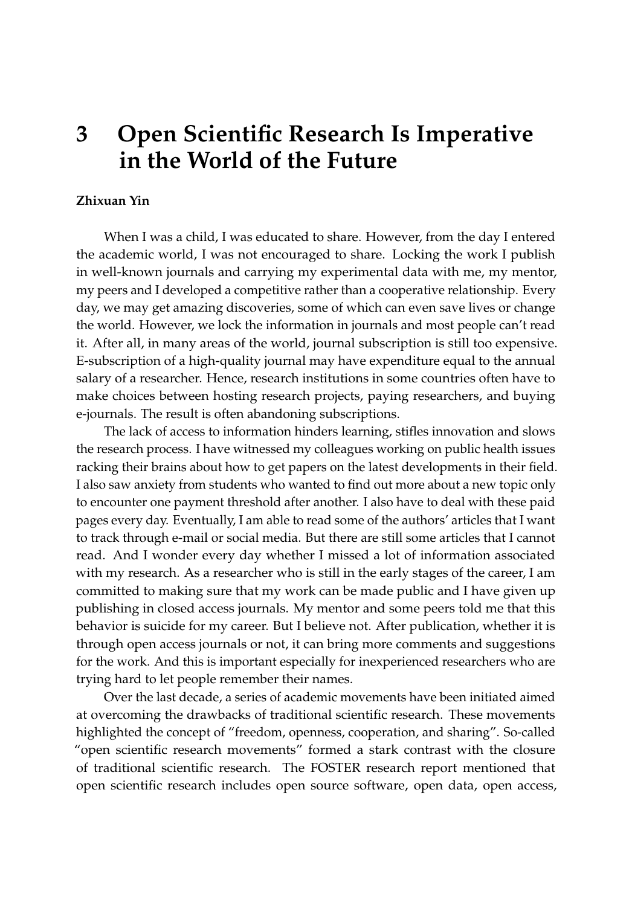# 3 Open Scientific Research Is Imperative in the World of the Future

**Zhixuan Yin**

When I was a child, I was educated to share. However, from the day I entered the academic world, I was not encouraged to share. Locking the work I publish in well-known journals and carrying my experimental data with me, my mentor, my peers and I developed a competitive rather than a cooperative relationship. Every day, we may get amazing discoveries, some of which can even save lives or change the world. However, we lock the information in journals and most people can't read it. After all, in many areas of the world, journal subscription is still too expensive. E-subscription of a high-quality journal may have expenditure equal to the annual salary of a researcher. Hence, research institutions in some countries often have to make choices between hosting research projects, paying researchers, and buying e-journals. The result is often abandoning subscriptions.

The lack of access to information hinders learning, stifles innovation and slows the research process. I have witnessed my colleagues working on public health issues racking their brains about how to get papers on the latest developments in their field. I also saw anxiety from students who wanted to find out more about a new topic only to encounter one payment threshold after another. I also have to deal with these paid pages every day. Eventually, I am able to read some of the authors' articles that I want to track through e-mail or social media. But there are still some articles that I cannot read. And I wonder every day whether I missed a lot of information associated with my research. As a researcher who is still in the early stages of the career, I am committed to making sure that my work can be made public and I have given up publishing in closed access journals. My mentor and some peers told me that this behavior is suicide for my career. But I believe not. After publication, whether it is through open access journals or not, it can bring more comments and suggestions for the work. And this is important especially for inexperienced researchers who are trying hard to let people remember their names.

Over the last decade, a series of academic movements have been initiated aimed at overcoming the drawbacks of traditional scientific research. These movements highlighted the concept of "freedom, openness, cooperation, and sharing". So-called "open scientific research movements" formed a stark contrast with the closure of traditional scientific research. The FOSTER research report mentioned that open scientific research includes open source software, open data, open access,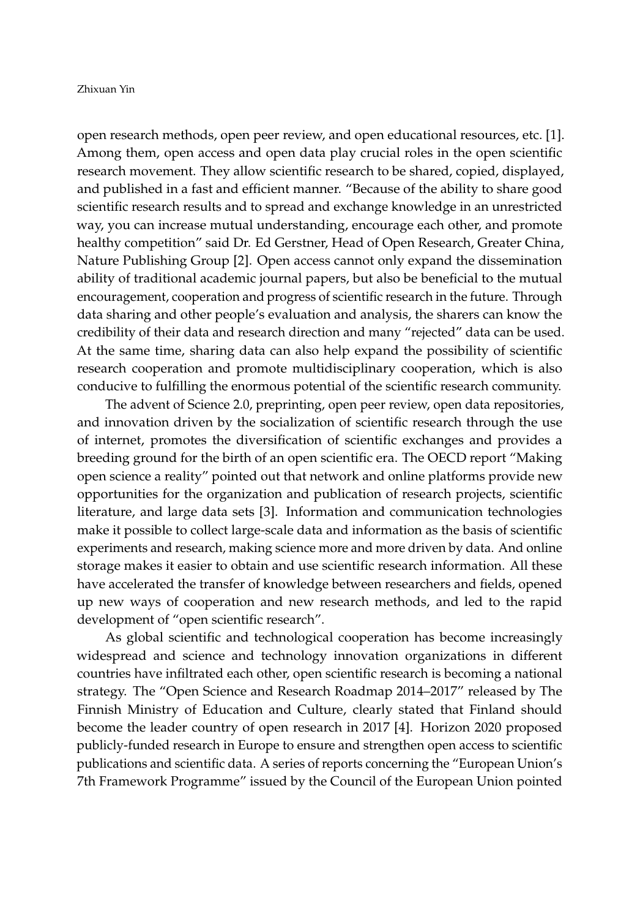open research methods, open peer review, and open educational resources, etc. [1]. Among them, open access and open data play crucial roles in the open scientific research movement. They allow scientific research to be shared, copied, displayed, and published in a fast and efficient manner. "Because of the ability to share good scientific research results and to spread and exchange knowledge in an unrestricted way, you can increase mutual understanding, encourage each other, and promote healthy competition" said Dr. Ed Gerstner, Head of Open Research, Greater China, Nature Publishing Group [2]. Open access cannot only expand the dissemination ability of traditional academic journal papers, but also be beneficial to the mutual encouragement, cooperation and progress of scientific research in the future. Through data sharing and other people's evaluation and analysis, the sharers can know the credibility of their data and research direction and many "rejected" data can be used. At the same time, sharing data can also help expand the possibility of scientific research cooperation and promote multidisciplinary cooperation, which is also conducive to fulfilling the enormous potential of the scientific research community.

The advent of Science 2.0, preprinting, open peer review, open data repositories, and innovation driven by the socialization of scientific research through the use of internet, promotes the diversification of scientific exchanges and provides a breeding ground for the birth of an open scientific era. The OECD report "Making open science a reality" pointed out that network and online platforms provide new opportunities for the organization and publication of research projects, scientific literature, and large data sets [3]. Information and communication technologies make it possible to collect large-scale data and information as the basis of scientific experiments and research, making science more and more driven by data. And online storage makes it easier to obtain and use scientific research information. All these have accelerated the transfer of knowledge between researchers and fields, opened up new ways of cooperation and new research methods, and led to the rapid development of "open scientific research".

As global scientific and technological cooperation has become increasingly widespread and science and technology innovation organizations in different countries have infiltrated each other, open scientific research is becoming a national strategy. The "Open Science and Research Roadmap 2014–2017" released by The Finnish Ministry of Education and Culture, clearly stated that Finland should become the leader country of open research in 2017 [4]. Horizon 2020 proposed publicly-funded research in Europe to ensure and strengthen open access to scientific publications and scientific data. A series of reports concerning the "European Union's 7th Framework Programme" issued by the Council of the European Union pointed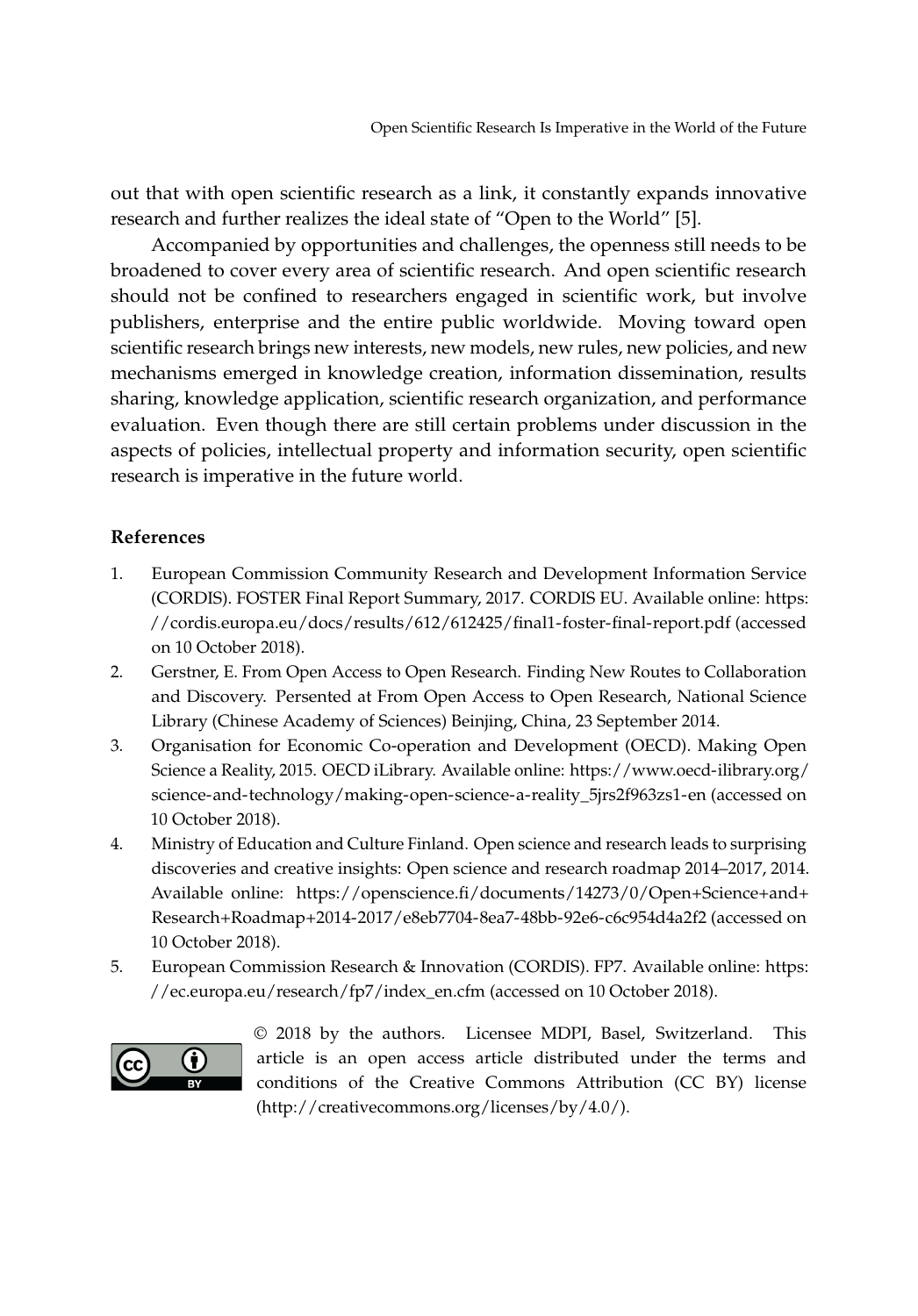out that with open scientific research as a link, it constantly expands innovative research and further realizes the ideal state of "Open to the World" [5].

Accompanied by opportunities and challenges, the openness still needs to be broadened to cover every area of scientific research. And open scientific research should not be confined to researchers engaged in scientific work, but involve publishers, enterprise and the entire public worldwide. Moving toward open scientific research brings new interests, new models, new rules, new policies, and new mechanisms emerged in knowledge creation, information dissemination, results sharing, knowledge application, scientific research organization, and performance evaluation. Even though there are still certain problems under discussion in the aspects of policies, intellectual property and information security, open scientific research is imperative in the future world.

## References

1. European Commission Community Research and Development Information Service (CORDIS). FOSTER Final Report Summary, 2017. CORDIS EU. Available online: https://cordis.europa.eu/docs/results/612/612425/final1-foster-final-report.pdf (accessed on 10 October 2018).
2. Gerstner, E. From Open Access to Open Research. Finding New Routes to Collaboration and Discovery. Persented at From Open Access to Open Research, National Science Library (Chinese Academy of Sciences) Beinjing, China, 23 September 2014.
3. Organisation for Economic Co-operation and Development (OECD). Making Open Science a Reality, 2015. OECD iLibrary. Available online: https://www.oecd-ilibrary.org/science-and-technology/making-open-science-a-reality_5jrs2f963zs1-en (accessed on 10 October 2018).
4. Ministry of Education and Culture Finland. Open science and research leads to surprising discoveries and creative insights: Open science and research roadmap 2014–2017, 2014. Available online: https://openscience.fi/documents/14273/0/Open+Science+and+Research+Roadmap+2014-2017/e8eb7704-8ea7-48bb-92e6-c6c954d4a2f2 (accessed on 10 October 2018).
5. European Commission Research & Innovation (CORDIS). FP7. Available online: https://ec.europa.eu/research/fp7/index_en.cfm (accessed on 10 October 2018).

© 2018 by the authors. Licensee MDPI, Basel, Switzerland. This article is an open access article distributed under the terms and conditions of the Creative Commons Attribution (CC BY) license (http://creativecommons.org/licenses/by/4.0/).